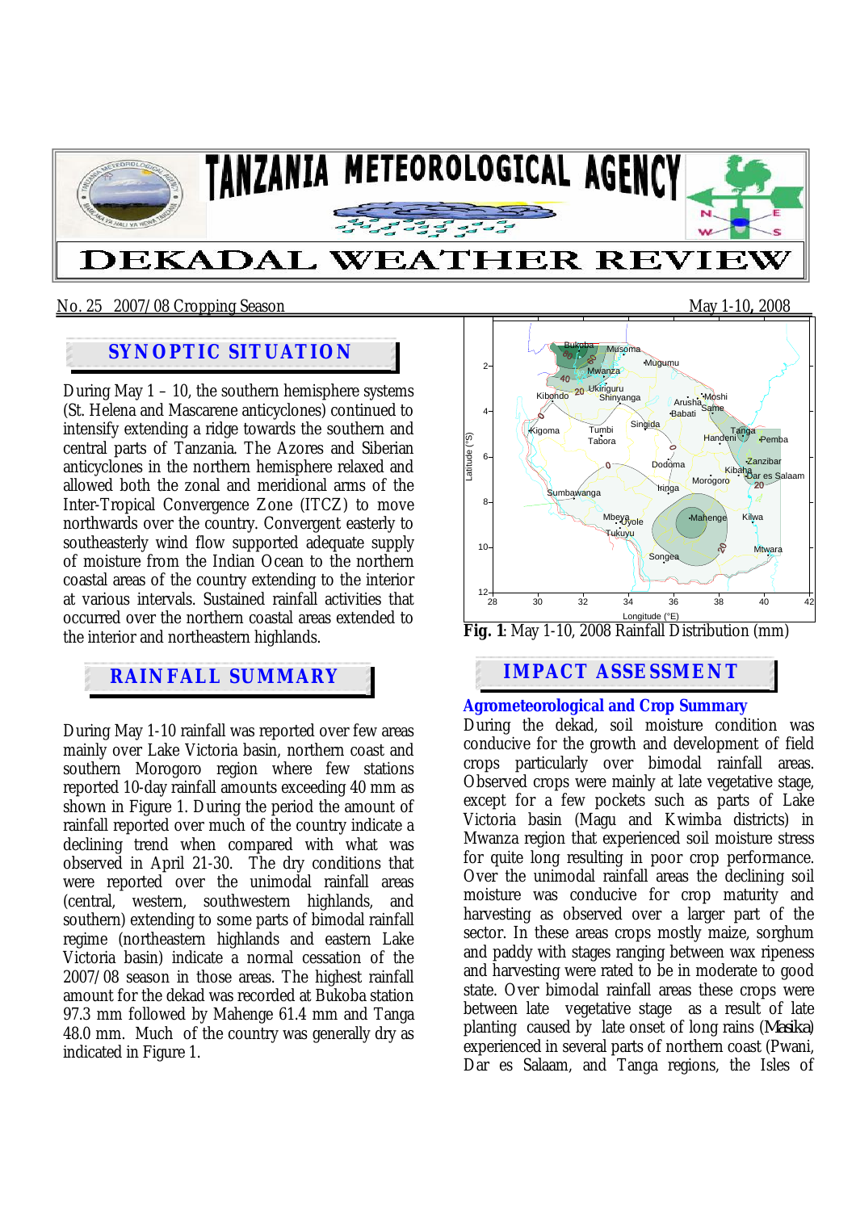# TANZANIA METEOROLOGICAL AGENCY

# DEKADAL WEATHER REVIEW

No. 25 2007/08 Cropping Season May 1-10, 2008

## SYNOPTIC SITUATION

During May 1 – 10, the southern hemisphere systems (St. Helena and Mascarene anticyclones) continued to intensify extending a ridge towards the southern and central parts of Tanzania. The Azores and Siberian anticyclones in the northern hemisphere relaxed and allowed both the zonal and meridional arms of the Inter-Tropical Convergence Zone (ITCZ) to move northwards over the country. Convergent easterly to southeasterly wind flow supported adequate supply of moisture from the Indian Ocean to the northern coastal areas of the country extending to the interior at various intervals. Sustained rainfall activities that occurred over the northern coastal areas extended to the interior and northeastern highlands.

## RAINFALL SUMMARY

During May 1-10 rainfall was reported over few areas mainly over Lake Victoria basin, northern coast and southern Morogoro region where few stations reported 10-day rainfall amounts exceeding 40 mm as shown in Figure 1. During the period the amount of rainfall reported over much of the country indicate a declining trend when compared with what was observed in April 21-30. The dry conditions that were reported over the unimodal rainfall areas (central, western, southwestern highlands, and southern) extending to some parts of bimodal rainfall regime (northeastern highlands and eastern Lake Victoria basin) indicate a normal cessation of the 2007/08 season in those areas. The highest rainfall amount for the dekad was recorded at Bukoba station 97.3 mm followed by Mahenge 61.4 mm and Tanga 48.0 mm. Much of the country was generally dry as indicated in Figure 1.

**Fig. 1**: May 1-10, 2008 Rainfall Distribution (mm)

## IMPACT ASSESSMENT

### Agrometeorological and Crop Summary

During the dekad, soil moisture condition was conducive for the growth and development of field crops particularly over bimodal rainfall areas. Observed crops were mainly at late vegetative stage, except for a few pockets such as parts of Lake Victoria basin (Magu and Kwimba districts) in Mwanza region that experienced soil moisture stress for quite long resulting in poor crop performance. Over the unimodal rainfall areas the declining soil moisture was conducive for crop maturity and harvesting as observed over a larger part of the sector. In these areas crops mostly maize, sorghum and paddy with stages ranging between wax ripeness and harvesting were rated to be in moderate to good state. Over bimodal rainfall areas these crops were between late vegetative stage as a result of late planting caused by late onset of long rains (*Masika*) experienced in several parts of northern coast (Pwani, Dar es Salaam, and Tanga regions, the Isles of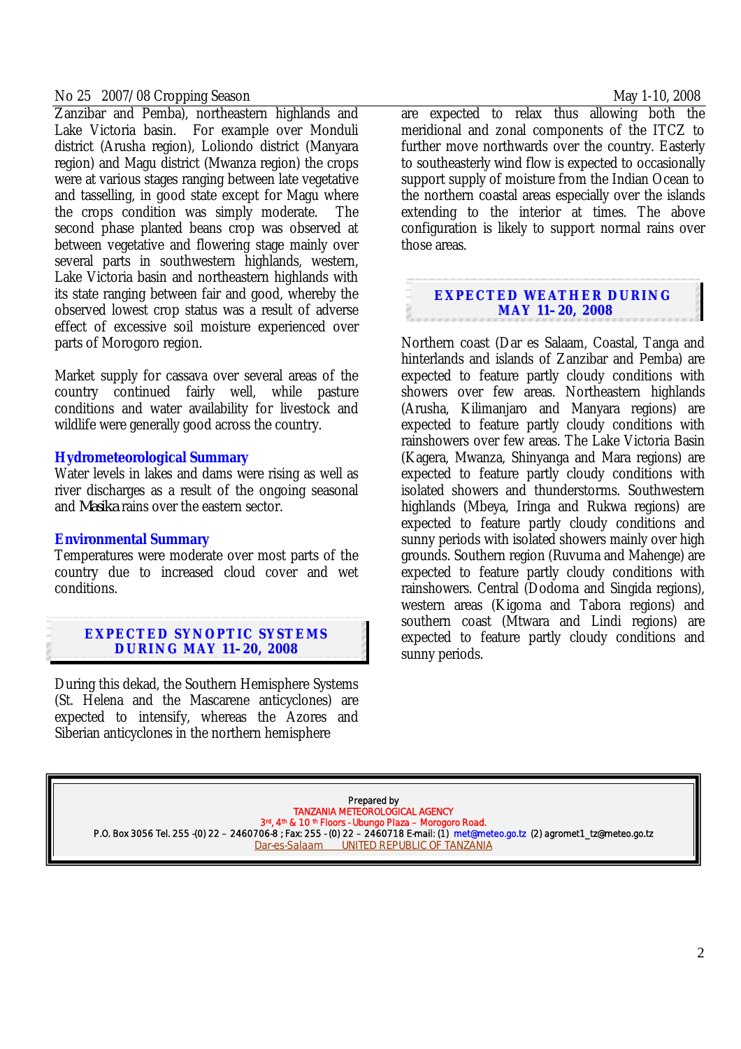Zanzibar and Pemba), northeastern highlands and Lake Victoria basin. For example over Monduli district (Arusha region), Loliondo district (Manyara region) and Magu district (Mwanza region) the crops were at various stages ranging between late vegetative and tasselling, in good state except for Magu where the crops condition was simply moderate. The second phase planted beans crop was observed at between vegetative and flowering stage mainly over several parts in southwestern highlands, western, Lake Victoria basin and northeastern highlands with its state ranging between fair and good, whereby the observed lowest crop status was a result of adverse effect of excessive soil moisture experienced over parts of Morogoro region.

Market supply for cassava over several areas of the country continued fairly well, while pasture conditions and water availability for livestock and wildlife were generally good across the country.

### Hydrometeorological Summary

Water levels in lakes and dams were rising as well as river discharges as a result of the ongoing seasonal and *Masika* rains over the eastern sector.

### Environmental Summary

Temperatures were moderate over most parts of the country due to increased cloud cover and wet conditions.

## EXPECTED SYNOPTIC SYSTEMS DURING MAY 11-20, 2008

During this dekad, the Southern Hemisphere Systems (St. Helena and the Mascarene anticyclones) are expected to intensify, whereas the Azores and Siberian anticyclones in the northern hemisphere are expected to relax thus allowing both the meridional and zonal components of the ITCZ to further move northwards over the country. Easterly to southeasterly wind flow is expected to occasionally support supply of moisture from the Indian Ocean to the northern coastal areas especially over the islands extending to the interior at times. The above configuration is likely to support normal rains over those areas.

## EXPECTED WEATHER DURING MAY 11-20, 2008

Northern coast (Dar es Salaam, Coastal, Tanga and hinterlands and islands of Zanzibar and Pemba) are expected to feature partly cloudy conditions with showers over few areas. Northeastern highlands (Arusha, Kilimanjaro and Manyara regions) are expected to feature partly cloudy conditions with rainshowers over few areas. The Lake Victoria Basin (Kagera, Mwanza, Shinyanga and Mara regions) are expected to feature partly cloudy conditions with isolated showers and thunderstorms. Southwestern highlands (Mbeya, Iringa and Rukwa regions) are expected to feature partly cloudy conditions and sunny periods with isolated showers mainly over high grounds. Southern region (Ruvuma and Mahenge) are expected to feature partly cloudy conditions with rainshowers. Central (Dodoma and Singida regions), western areas (Kigoma and Tabora regions) and southern coast (Mtwara and Lindi regions) are expected to feature partly cloudy conditions and sunny periods.

---

Prepared by
TANZANIA METEOROLOGICAL AGENCY
3rd, 4th & 10th Floors - Ubungo Plaza – Morogoro Road.
P.O. Box 3056 Tel. 255 -(0) 22 – 2460706-8 ; Fax: 255 - (0) 22 – 2460718 E-mail: (1) met@meteo.go.tz (2) agromet1_tz@meteo.go.tz
Dar-es-Salaam UNITED REPUBLIC OF TANZANIA